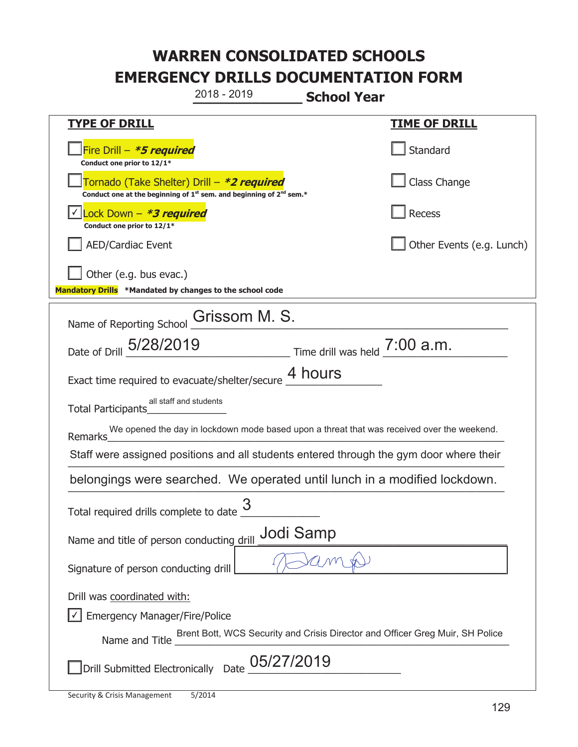# WARREN CONSOLIDATED SCHOOLS
# EMERGENCY DRILLS DOCUMENTATION FORM

2018 - 2019 **School Year**

| **TYPE OF DRILL** | **TIME OF DRILL** |
|---|---|
| ☐ Fire Drill – ***5 required*** <br> **Conduct one prior to 12/1*** | ☐ Standard |
| ☐ Tornado (Take Shelter) Drill – ***2 required*** <br> **Conduct one at the beginning of 1st sem. and beginning of 2nd sem.*** | ☐ Class Change |
| ☑ Lock Down – ***3 required*** <br> **Conduct one prior to 12/1*** | ☐ Recess |
| ☐ AED/Cardiac Event | ☐ Other Events (e.g. Lunch) |
| ☐ Other (e.g. bus evac.) | |

**Mandatory Drills** ***Mandated by changes to the school code**

Name of Reporting School: Grissom M. S.

Date of Drill: 5/28/2019 Time drill was held: 7:00 a.m.

Exact time required to evacuate/shelter/secure: 4 hours

Total Participants: all staff and students

Remarks: We opened the day in lockdown mode based upon a threat that was received over the weekend. Staff were assigned positions and all students entered through the gym door where their belongings were searched. We operated until lunch in a modified lockdown.

Total required drills complete to date: 3

Name and title of person conducting drill: Jodi Samp

Signature of person conducting drill: [signature]

Drill was coordinated with:

☑ Emergency Manager/Fire/Police

Name and Title: Brent Bott, WCS Security and Crisis Director and Officer Greg Muir, SH Police

☐ Drill Submitted Electronically Date: 05/27/2019

Security & Crisis Management 5/2014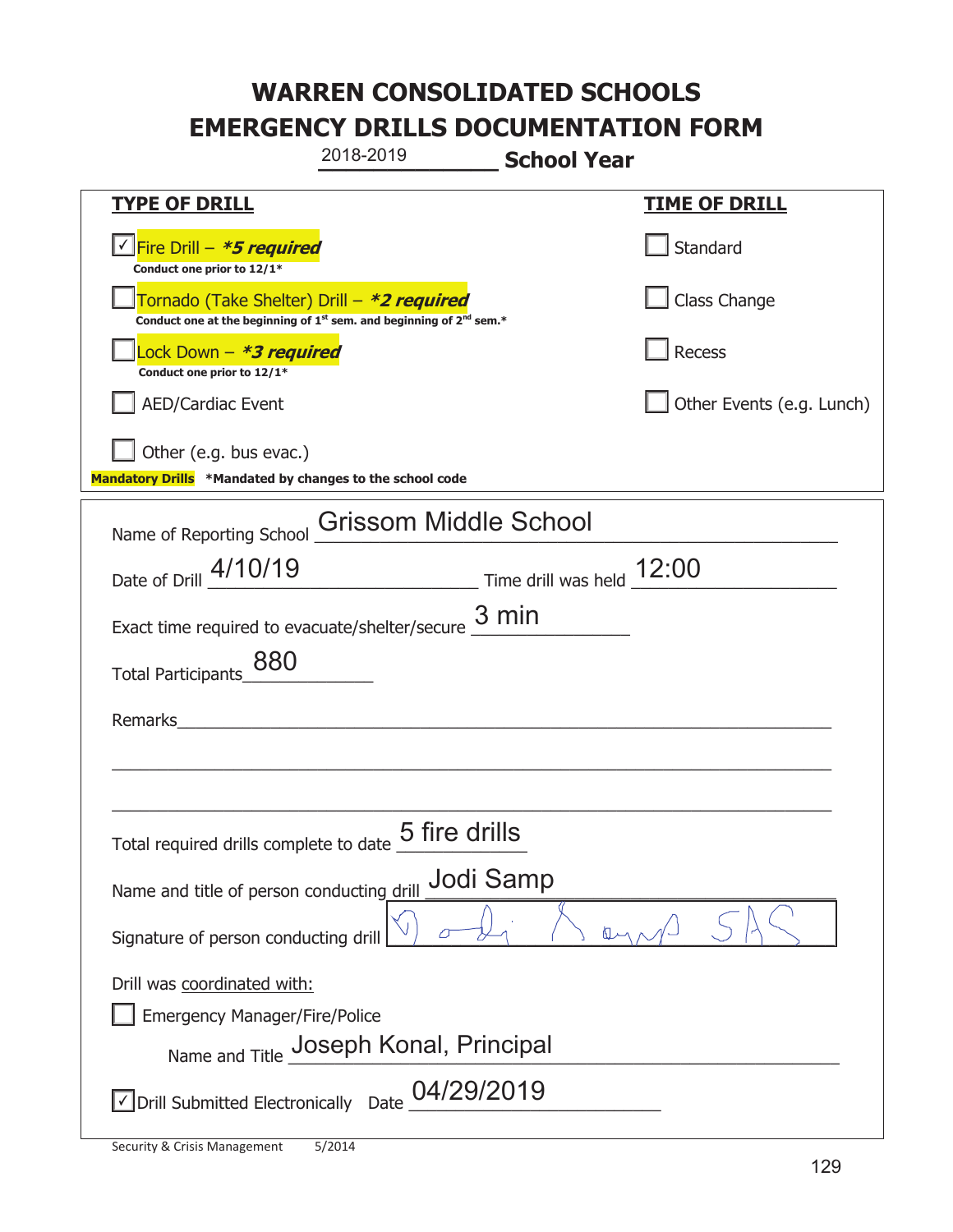# WARREN CONSOLIDATED SCHOOLS
# EMERGENCY DRILLS DOCUMENTATION FORM

2018-2019 **School Year**

| **TYPE OF DRILL** | **TIME OF DRILL** |
|---|---|
| ☑ Fire Drill – ***5 required**<br>**Conduct one prior to 12/1*** | ☐ Standard |
| ☐ Tornado (Take Shelter) Drill – ***2 required**<br>**Conduct one at the beginning of 1st sem. and beginning of 2nd sem.*** | ☐ Class Change |
| ☐ Lock Down – ***3 required**<br>**Conduct one prior to 12/1*** | ☐ Recess |
| ☐ AED/Cardiac Event | ☐ Other Events (e.g. Lunch) |
| ☐ Other (e.g. bus evac.) | |

**Mandatory Drills** ***Mandated by changes to the school code**

Name of Reporting School: Grissom Middle School

Date of Drill: 4/10/19 Time drill was held: 12:00

Exact time required to evacuate/shelter/secure: 3 min

Total Participants: 880

Remarks: ______________________________

Total required drills complete to date: 5 fire drills

Name and title of person conducting drill: Jodi Samp

Signature of person conducting drill: [signature]

Drill was coordinated with:

☐ Emergency Manager/Fire/Police

Name and Title: Joseph Konal, Principal

☑ Drill Submitted Electronically Date: 04/29/2019

Security & Crisis Management 5/2014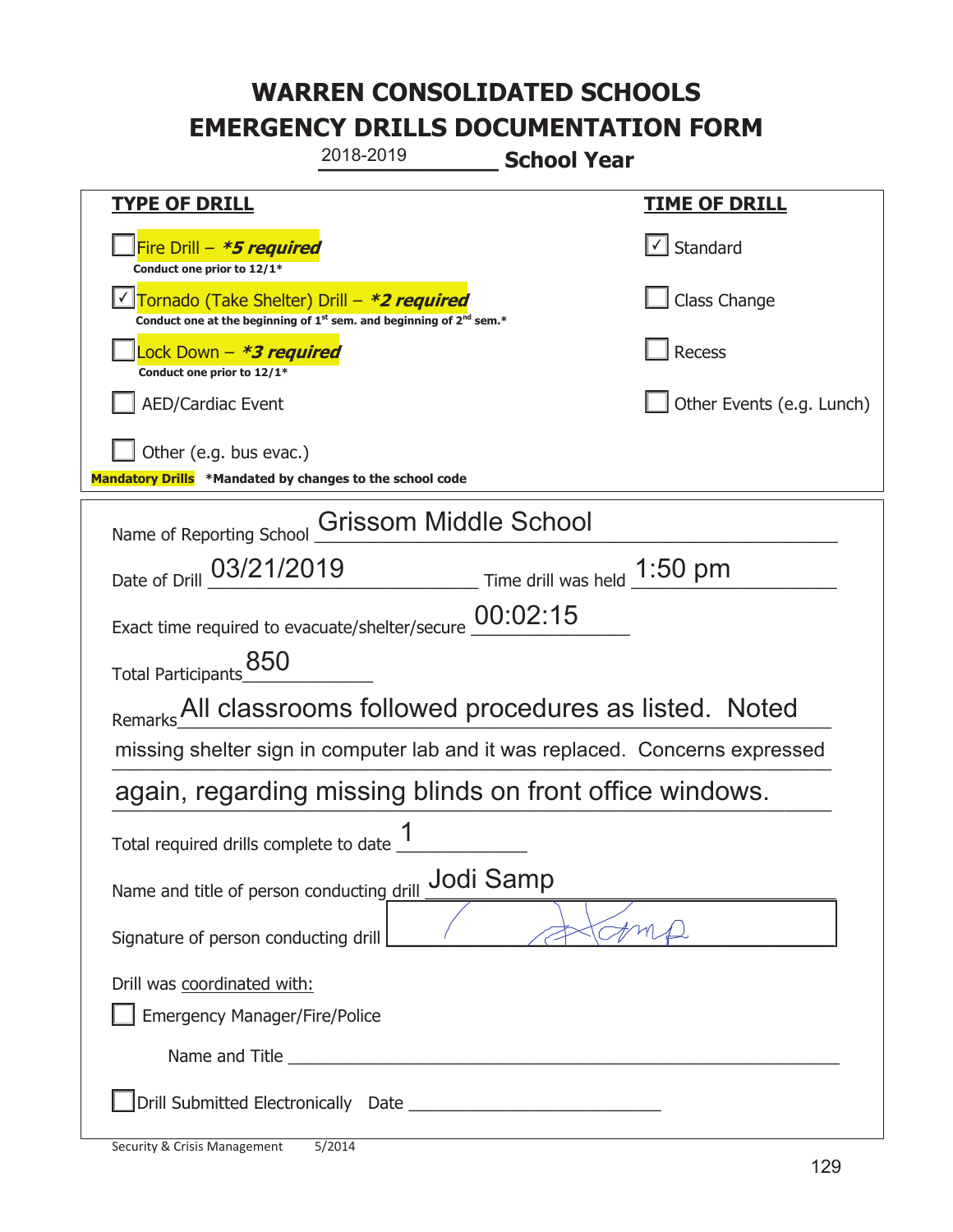# WARREN CONSOLIDATED SCHOOLS
# EMERGENCY DRILLS DOCUMENTATION FORM

2018-2019 **School Year**

| TYPE OF DRILL | TIME OF DRILL |
|---|---|
| ☐ Fire Drill – ***5 required*** <br> **Conduct one prior to 12/1*** | ☑ Standard |
| ☑ Tornado (Take Shelter) Drill – ***2 required*** <br> **Conduct one at the beginning of 1st sem. and beginning of 2nd sem.*** | ☐ Class Change |
| ☐ Lock Down – ***3 required*** <br> **Conduct one prior to 12/1*** | ☐ Recess |
| ☐ AED/Cardiac Event | ☐ Other Events (e.g. Lunch) |
| ☐ Other (e.g. bus evac.) | |

**Mandatory Drills** ***Mandated by changes to the school code**

Name of Reporting School: Grissom Middle School

Date of Drill: 03/21/2019 Time drill was held: 1:50 pm

Exact time required to evacuate/shelter/secure: 00:02:15

Total Participants: 850

Remarks: All classrooms followed procedures as listed. Noted missing shelter sign in computer lab and it was replaced. Concerns expressed again, regarding missing blinds on front office windows.

Total required drills complete to date: 1

Name and title of person conducting drill: Jodi Samp

Signature of person conducting drill: [signature]

Drill was coordinated with:

☐ Emergency Manager/Fire/Police

Name and Title ______________________________

☐ Drill Submitted Electronically Date ______________________________

Security & Crisis Management 5/2014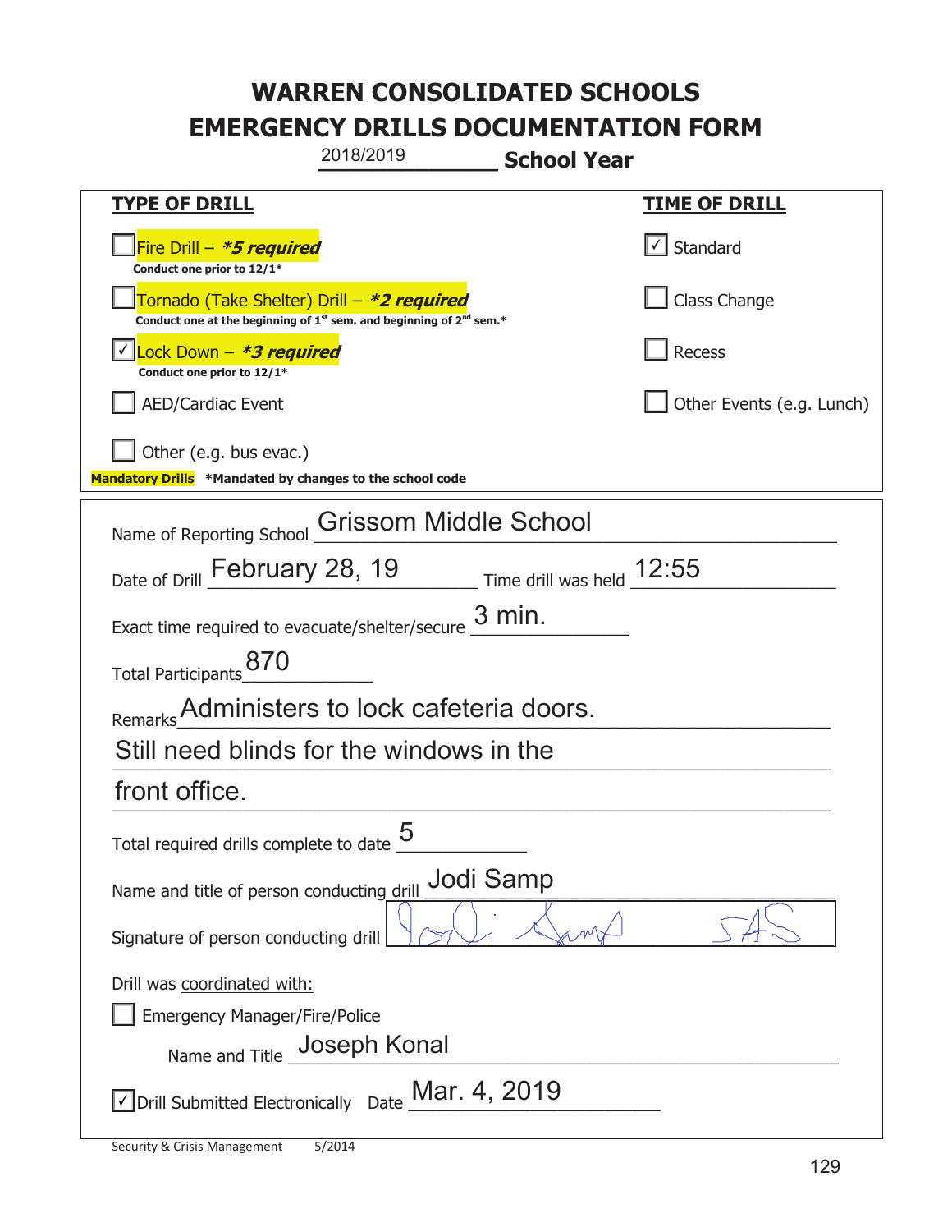# WARREN CONSOLIDATED SCHOOLS
# EMERGENCY DRILLS DOCUMENTATION FORM

2018/2019 **School Year**

| **TYPE OF DRILL** | **TIME OF DRILL** |
|---|---|
| ☐ Fire Drill – ***5 required*** <br> **Conduct one prior to 12/1*** | ☑ Standard |
| ☐ Tornado (Take Shelter) Drill – ***2 required*** <br> **Conduct one at the beginning of 1st sem. and beginning of 2nd sem.*** | ☐ Class Change |
| ☑ Lock Down – ***3 required*** <br> **Conduct one prior to 12/1*** | ☐ Recess |
| ☐ AED/Cardiac Event | ☐ Other Events (e.g. Lunch) |
| ☐ Other (e.g. bus evac.) | |

**Mandatory Drills** ***Mandated by changes to the school code**

Name of Reporting School: Grissom Middle School

Date of Drill: February 28, 19 Time drill was held: 12:55

Exact time required to evacuate/shelter/secure: 3 min.

Total Participants: 870

Remarks: Administers to lock cafeteria doors. Still need blinds for the windows in the front office.

Total required drills complete to date: 5

Name and title of person conducting drill: Jodi Samp

Signature of person conducting drill: [signature]

Drill was coordinated with:

☐ Emergency Manager/Fire/Police

Name and Title: Joseph Konal

☑ Drill Submitted Electronically Date: Mar. 4, 2019

Security & Crisis Management 5/2014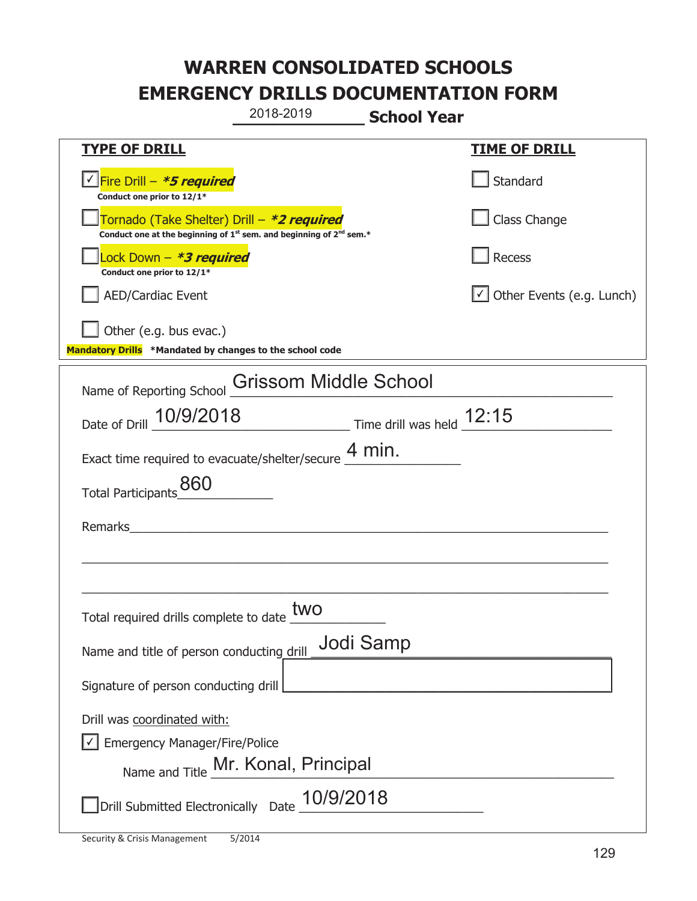# WARREN CONSOLIDATED SCHOOLS
# EMERGENCY DRILLS DOCUMENTATION FORM

2018-2019 **School Year**

| **TYPE OF DRILL** | **TIME OF DRILL** |
|---|---|
| ☑ Fire Drill – ***5 required*** <br> **Conduct one prior to 12/1*** | ☐ Standard |
| ☐ Tornado (Take Shelter) Drill – ***2 required*** <br> **Conduct one at the beginning of 1st sem. and beginning of 2nd sem.*** | ☐ Class Change |
| ☐ Lock Down – ***3 required*** <br> **Conduct one prior to 12/1*** | ☐ Recess |
| ☐ AED/Cardiac Event | ☑ Other Events (e.g. Lunch) |
| ☐ Other (e.g. bus evac.) | |

**Mandatory Drills** **\*Mandated by changes to the school code**

Name of Reporting School: Grissom Middle School

Date of Drill: 10/9/2018 Time drill was held: 12:15

Exact time required to evacuate/shelter/secure: 4 min.

Total Participants: 860

Remarks: ______________________________

Total required drills complete to date: two

Name and title of person conducting drill: Jodi Samp

Signature of person conducting drill: ______________________________

Drill was coordinated with:

☑ Emergency Manager/Fire/Police

Name and Title: Mr. Konal, Principal

☐ Drill Submitted Electronically Date: 10/9/2018

Security & Crisis Management 5/2014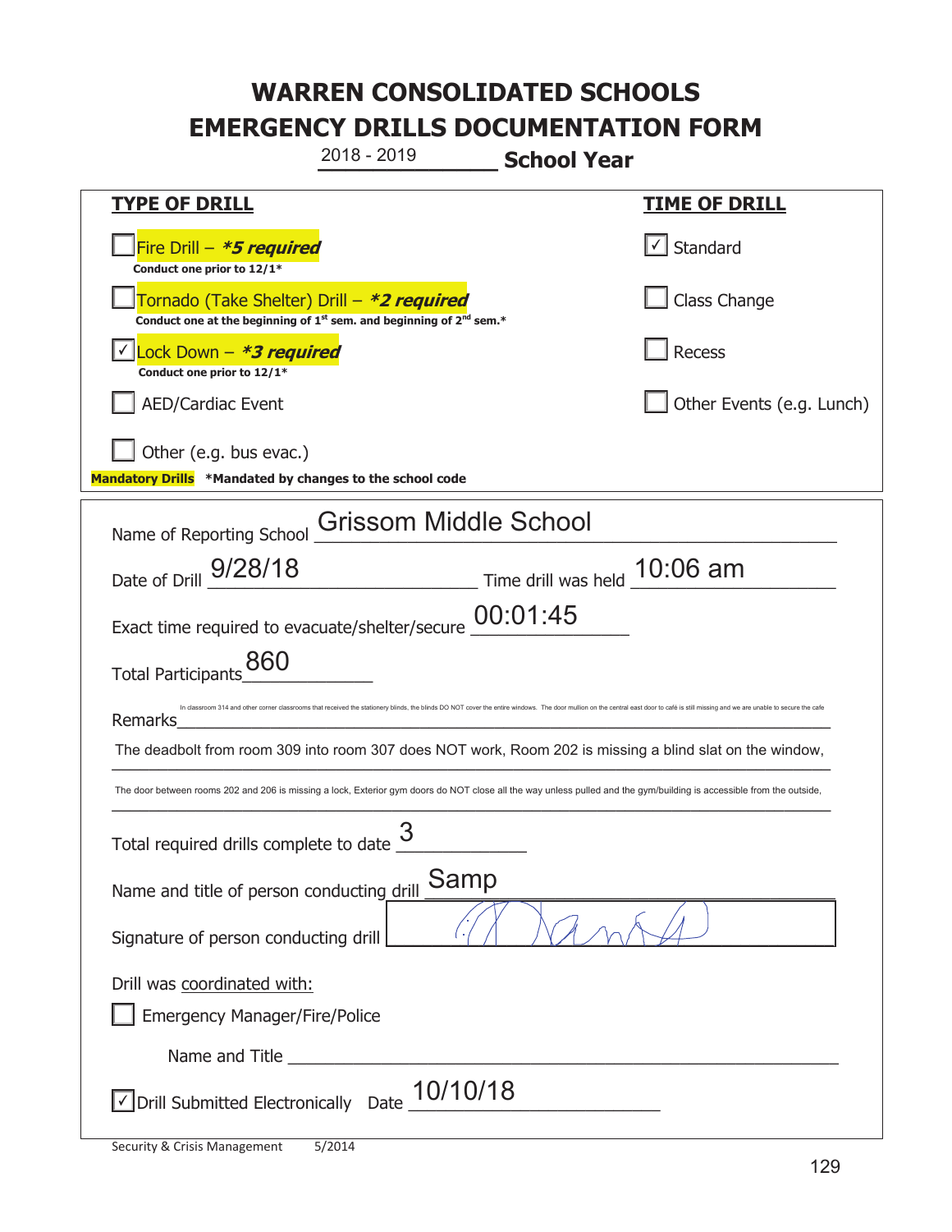# WARREN CONSOLIDATED SCHOOLS
# EMERGENCY DRILLS DOCUMENTATION FORM

2018 - 2019 **School Year**

| **TYPE OF DRILL** | **TIME OF DRILL** |
|---|---|
| ☐ Fire Drill – ***5 required*** <br> **Conduct one prior to 12/1*** | ☑ Standard |
| ☐ Tornado (Take Shelter) Drill – ***2 required*** <br> **Conduct one at the beginning of 1st sem. and beginning of 2nd sem.*** | ☐ Class Change |
| ☑ Lock Down – ***3 required*** <br> **Conduct one prior to 12/1*** | ☐ Recess |
| ☐ AED/Cardiac Event | ☐ Other Events (e.g. Lunch) |
| ☐ Other (e.g. bus evac.) | |

**Mandatory Drills** ***Mandated by changes to the school code**

Name of Reporting School: Grissom Middle School

Date of Drill: 9/28/18 Time drill was held: 10:06 am

Exact time required to evacuate/shelter/secure: 00:01:45

Total Participants: 860

Remarks: In classroom 314 and other corner classrooms that received the stationery blinds, the blinds DO NOT cover the entire windows. The door mullion on the central east door to café is still missing and we are unable to secure the cafe

The deadbolt from room 309 into room 307 does NOT work, Room 202 is missing a blind slat on the window,

The door between rooms 202 and 206 is missing a lock, Exterior gym doors do NOT close all the way unless pulled and the gym/building is accessible from the outside,

Total required drills complete to date: 3

Name and title of person conducting drill: Samp

Signature of person conducting drill: [signature]

Drill was coordinated with:

☐ Emergency Manager/Fire/Police

Name and Title ______________________

☑ Drill Submitted Electronically Date: 10/10/18

Security & Crisis Management 5/2014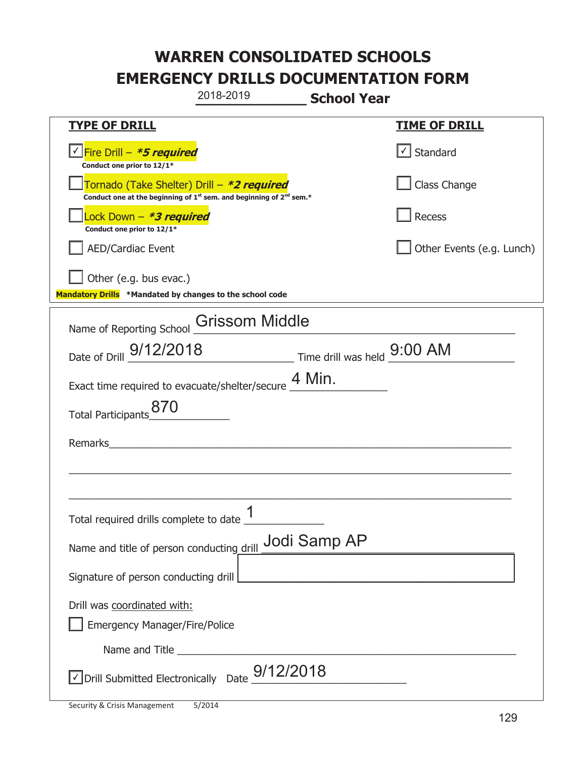# WARREN CONSOLIDATED SCHOOLS
# EMERGENCY DRILLS DOCUMENTATION FORM

2018-2019 **School Year**

| **TYPE OF DRILL** | **TIME OF DRILL** |
|---|---|
| ☑ Fire Drill – ***5 required*** <br> **Conduct one prior to 12/1*** | ☑ Standard |
| ☐ Tornado (Take Shelter) Drill – ***2 required*** <br> **Conduct one at the beginning of 1st sem. and beginning of 2nd sem.*** | ☐ Class Change |
| ☐ Lock Down – ***3 required*** <br> **Conduct one prior to 12/1*** | ☐ Recess |
| ☐ AED/Cardiac Event | ☐ Other Events (e.g. Lunch) |
| ☐ Other (e.g. bus evac.) | |

**Mandatory Drills** **\*Mandated by changes to the school code**

Name of Reporting School: Grissom Middle

Date of Drill: 9/12/2018 Time drill was held: 9:00 AM

Exact time required to evacuate/shelter/secure: 4 Min.

Total Participants: 870

Remarks: ______________________________

Total required drills complete to date: 1

Name and title of person conducting drill: Jodi Samp AP

Signature of person conducting drill: ______________________________

Drill was coordinated with:

☐ Emergency Manager/Fire/Police

Name and Title ______________________________

☑ Drill Submitted Electronically Date 9/12/2018

Security & Crisis Management 5/2014